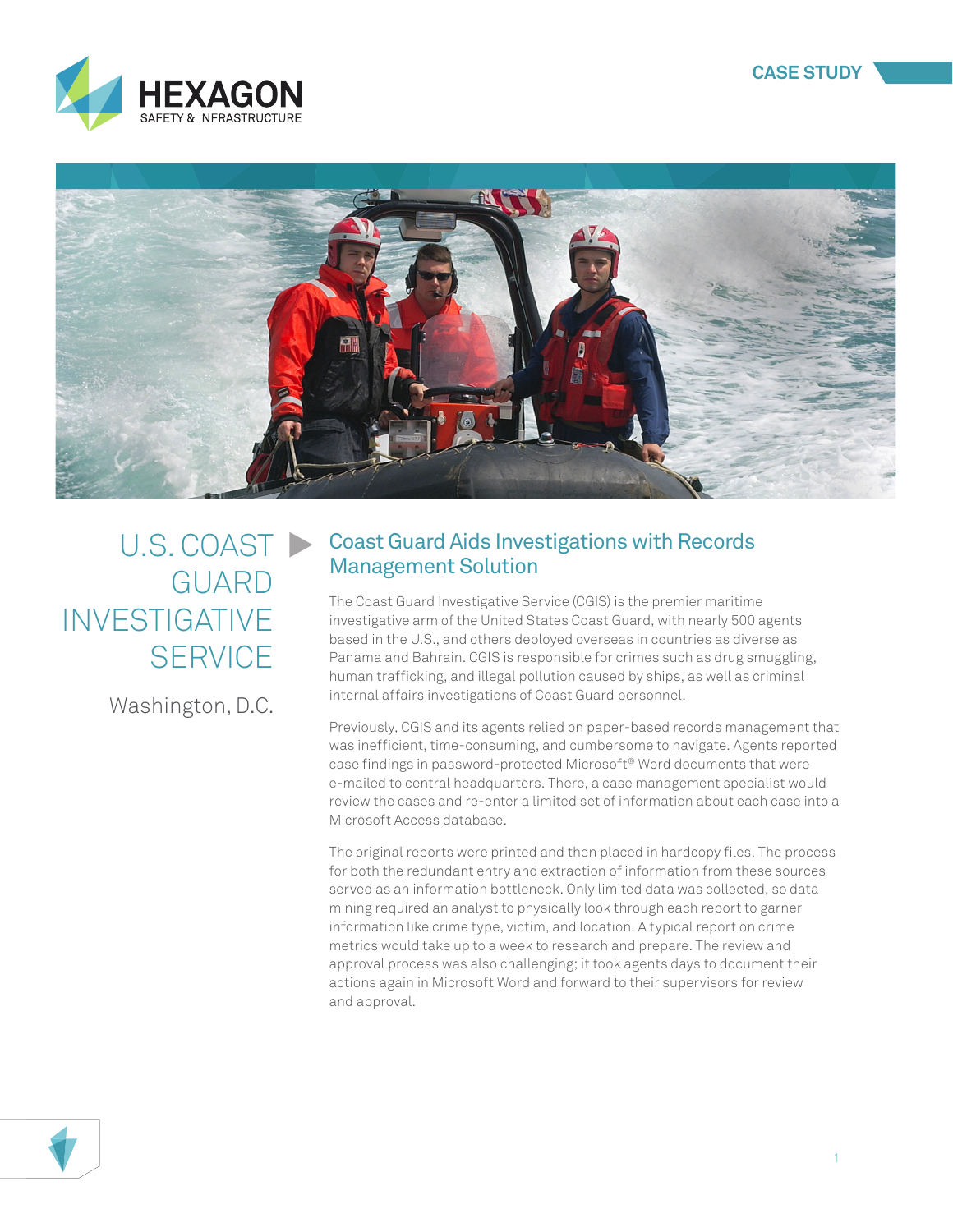HEXAGON
SAFETY & INFRASTRUCTURE

CASE STUDY

# U.S. COAST GUARD INVESTIGATIVE SERVICE

Washington, D.C.

## Coast Guard Aids Investigations with Records Management Solution

The Coast Guard Investigative Service (CGIS) is the premier maritime investigative arm of the United States Coast Guard, with nearly 500 agents based in the U.S., and others deployed overseas in countries as diverse as Panama and Bahrain. CGIS is responsible for crimes such as drug smuggling, human trafficking, and illegal pollution caused by ships, as well as criminal internal affairs investigations of Coast Guard personnel.

Previously, CGIS and its agents relied on paper-based records management that was inefficient, time-consuming, and cumbersome to navigate. Agents reported case findings in password-protected Microsoft® Word documents that were e-mailed to central headquarters. There, a case management specialist would review the cases and re-enter a limited set of information about each case into a Microsoft Access database.

The original reports were printed and then placed in hardcopy files. The process for both the redundant entry and extraction of information from these sources served as an information bottleneck. Only limited data was collected, so data mining required an analyst to physically look through each report to garner information like crime type, victim, and location. A typical report on crime metrics would take up to a week to research and prepare. The review and approval process was also challenging; it took agents days to document their actions again in Microsoft Word and forward to their supervisors for review and approval.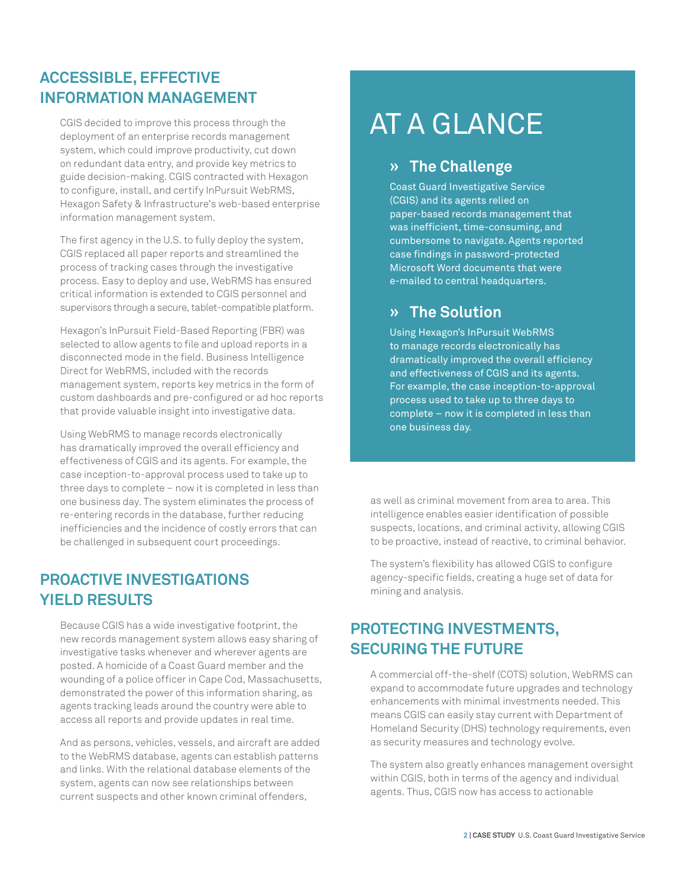## ACCESSIBLE, EFFECTIVE INFORMATION MANAGEMENT

CGIS decided to improve this process through the deployment of an enterprise records management system, which could improve productivity, cut down on redundant data entry, and provide key metrics to guide decision-making. CGIS contracted with Hexagon to configure, install, and certify InPursuit WebRMS, Hexagon Safety & Infrastructure's web-based enterprise information management system.

The first agency in the U.S. to fully deploy the system, CGIS replaced all paper reports and streamlined the process of tracking cases through the investigative process. Easy to deploy and use, WebRMS has ensured critical information is extended to CGIS personnel and supervisors through a secure, tablet-compatible platform.

Hexagon's InPursuit Field-Based Reporting (FBR) was selected to allow agents to file and upload reports in a disconnected mode in the field. Business Intelligence Direct for WebRMS, included with the records management system, reports key metrics in the form of custom dashboards and pre-configured or ad hoc reports that provide valuable insight into investigative data.

Using WebRMS to manage records electronically has dramatically improved the overall efficiency and effectiveness of CGIS and its agents. For example, the case inception-to-approval process used to take up to three days to complete – now it is completed in less than one business day. The system eliminates the process of re-entering records in the database, further reducing inefficiencies and the incidence of costly errors that can be challenged in subsequent court proceedings.

## PROACTIVE INVESTIGATIONS YIELD RESULTS

Because CGIS has a wide investigative footprint, the new records management system allows easy sharing of investigative tasks whenever and wherever agents are posted. A homicide of a Coast Guard member and the wounding of a police officer in Cape Cod, Massachusetts, demonstrated the power of this information sharing, as agents tracking leads around the country were able to access all reports and provide updates in real time.

And as persons, vehicles, vessels, and aircraft are added to the WebRMS database, agents can establish patterns and links. With the relational database elements of the system, agents can now see relationships between current suspects and other known criminal offenders, as well as criminal movement from area to area. This intelligence enables easier identification of possible suspects, locations, and criminal activity, allowing CGIS to be proactive, instead of reactive, to criminal behavior.

The system's flexibility has allowed CGIS to configure agency-specific fields, creating a huge set of data for mining and analysis.

# AT A GLANCE

### » The Challenge

Coast Guard Investigative Service (CGIS) and its agents relied on paper-based records management that was inefficient, time-consuming, and cumbersome to navigate. Agents reported case findings in password-protected Microsoft Word documents that were e-mailed to central headquarters.

### » The Solution

Using Hexagon's InPursuit WebRMS to manage records electronically has dramatically improved the overall efficiency and effectiveness of CGIS and its agents. For example, the case inception-to-approval process used to take up to three days to complete – now it is completed in less than one business day.

## PROTECTING INVESTMENTS, SECURING THE FUTURE

A commercial off-the-shelf (COTS) solution, WebRMS can expand to accommodate future upgrades and technology enhancements with minimal investments needed. This means CGIS can easily stay current with Department of Homeland Security (DHS) technology requirements, even as security measures and technology evolve.

The system also greatly enhances management oversight within CGIS, both in terms of the agency and individual agents. Thus, CGIS now has access to actionable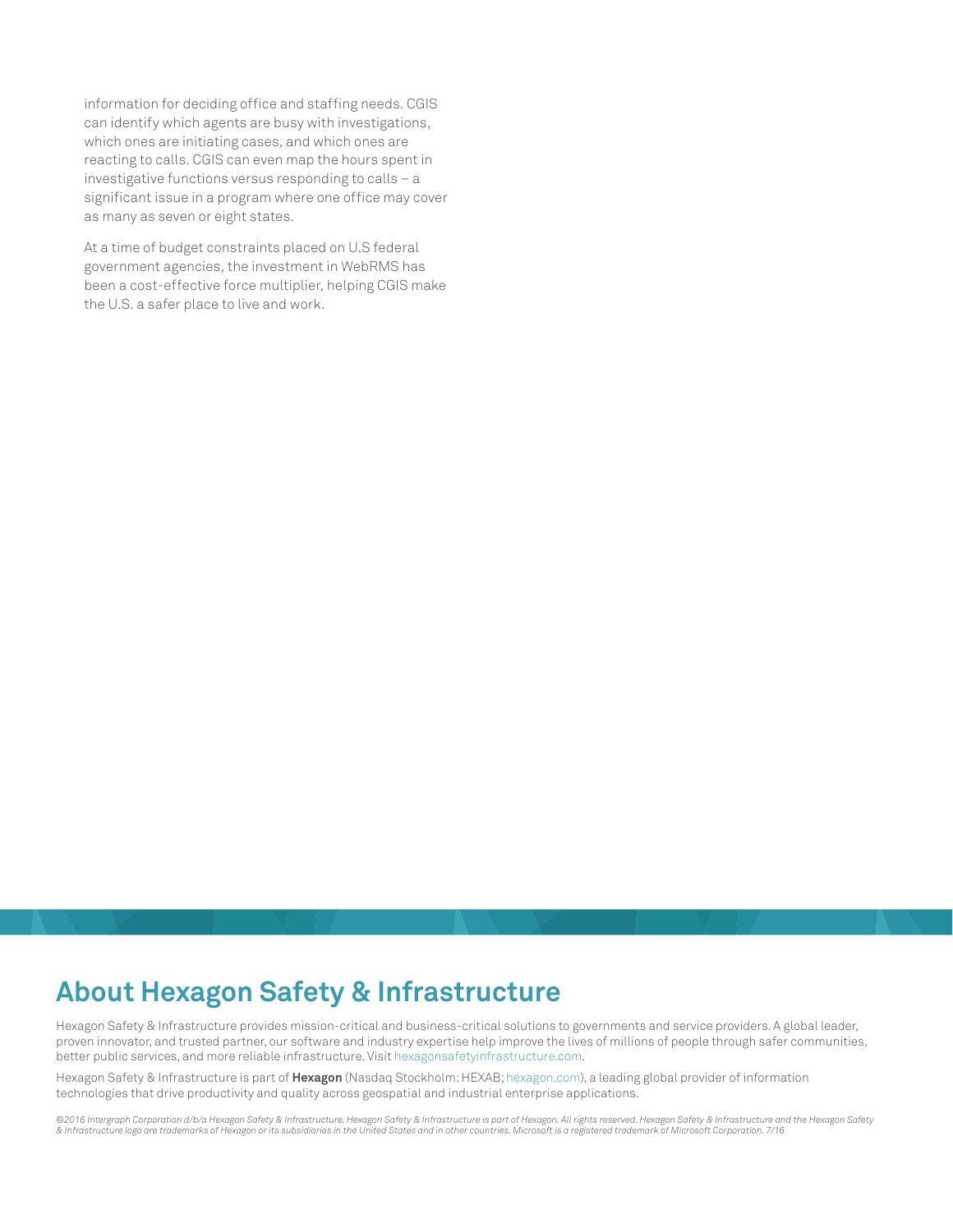information for deciding office and staffing needs. CGIS can identify which agents are busy with investigations, which ones are initiating cases, and which ones are reacting to calls. CGIS can even map the hours spent in investigative functions versus responding to calls – a significant issue in a program where one office may cover as many as seven or eight states.

At a time of budget constraints placed on U.S federal government agencies, the investment in WebRMS has been a cost-effective force multiplier, helping CGIS make the U.S. a safer place to live and work.

## About Hexagon Safety & Infrastructure

Hexagon Safety & Infrastructure provides mission-critical and business-critical solutions to governments and service providers. A global leader, proven innovator, and trusted partner, our software and industry expertise help improve the lives of millions of people through safer communities, better public services, and more reliable infrastructure. Visit hexagonsafetyinfrastructure.com.

Hexagon Safety & Infrastructure is part of **Hexagon** (Nasdaq Stockholm: HEXAB; hexagon.com), a leading global provider of information technologies that drive productivity and quality across geospatial and industrial enterprise applications.

*©2016 Intergraph Corporation d/b/a Hexagon Safety & Infrastructure. Hexagon Safety & Infrastructure is part of Hexagon. All rights reserved. Hexagon Safety & Infrastructure and the Hexagon Safety & Infrastructure logo are trademarks of Hexagon or its subsidiaries in the United States and in other countries. Microsoft is a registered trademark of Microsoft Corporation. 7/16*